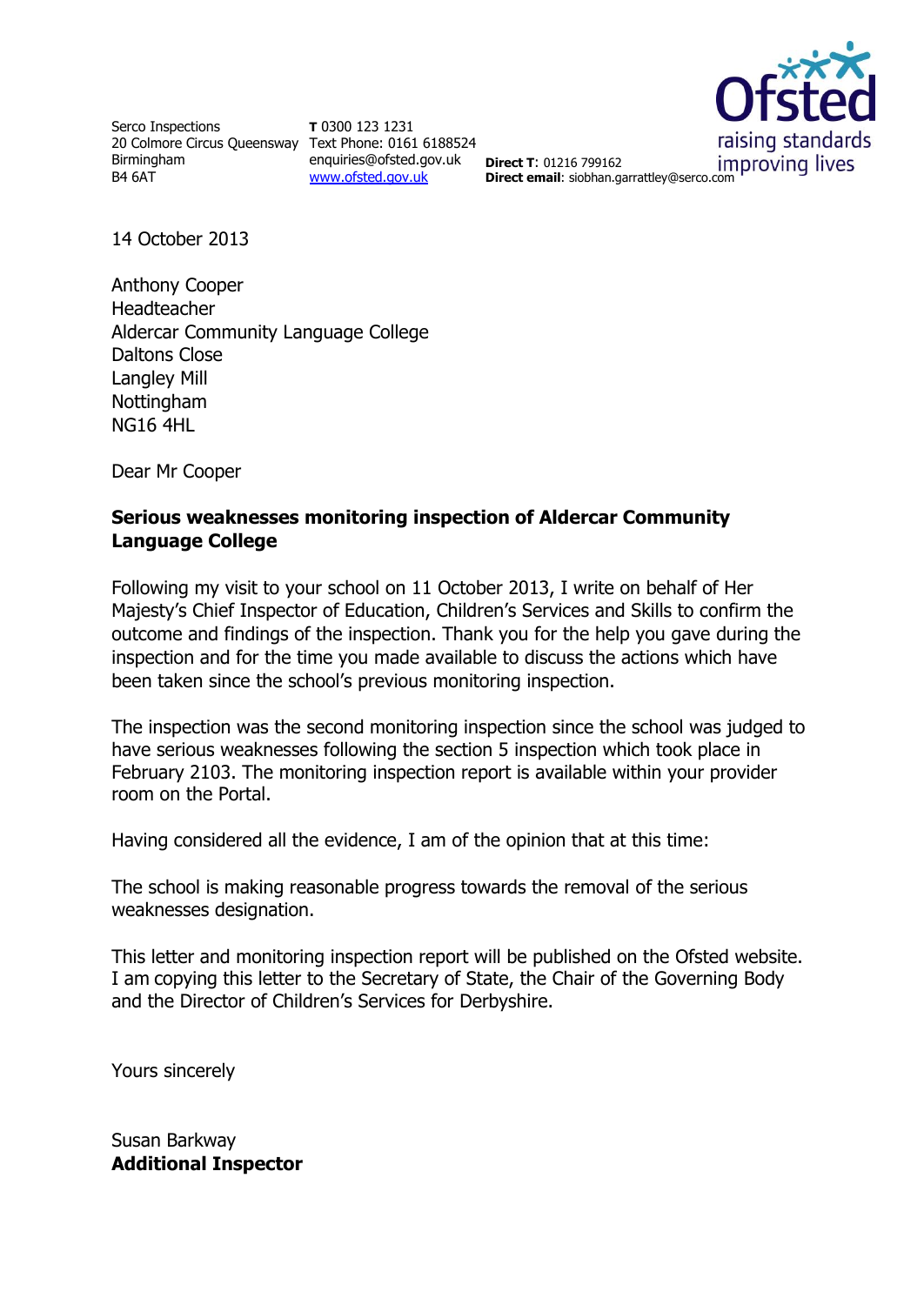Serco Inspections
20 Colmore Circus Queensway
Birmingham
B4 6AT

**T** 0300 123 1231
Text Phone: 0161 6188524
enquiries@ofsted.gov.uk
www.ofsted.gov.uk

**Direct T**: 01216 799162
**Direct email**: siobhan.garrattley@serco.com

14 October 2013

Anthony Cooper
Headteacher
Aldercar Community Language College
Daltons Close
Langley Mill
Nottingham
NG16 4HL

Dear Mr Cooper

**Serious weaknesses monitoring inspection of Aldercar Community Language College**

Following my visit to your school on 11 October 2013, I write on behalf of Her Majesty's Chief Inspector of Education, Children's Services and Skills to confirm the outcome and findings of the inspection. Thank you for the help you gave during the inspection and for the time you made available to discuss the actions which have been taken since the school's previous monitoring inspection.

The inspection was the second monitoring inspection since the school was judged to have serious weaknesses following the section 5 inspection which took place in February 2103. The monitoring inspection report is available within your provider room on the Portal.

Having considered all the evidence, I am of the opinion that at this time:

The school is making reasonable progress towards the removal of the serious weaknesses designation.

This letter and monitoring inspection report will be published on the Ofsted website. I am copying this letter to the Secretary of State, the Chair of the Governing Body and the Director of Children's Services for Derbyshire.

Yours sincerely

Susan Barkway
**Additional Inspector**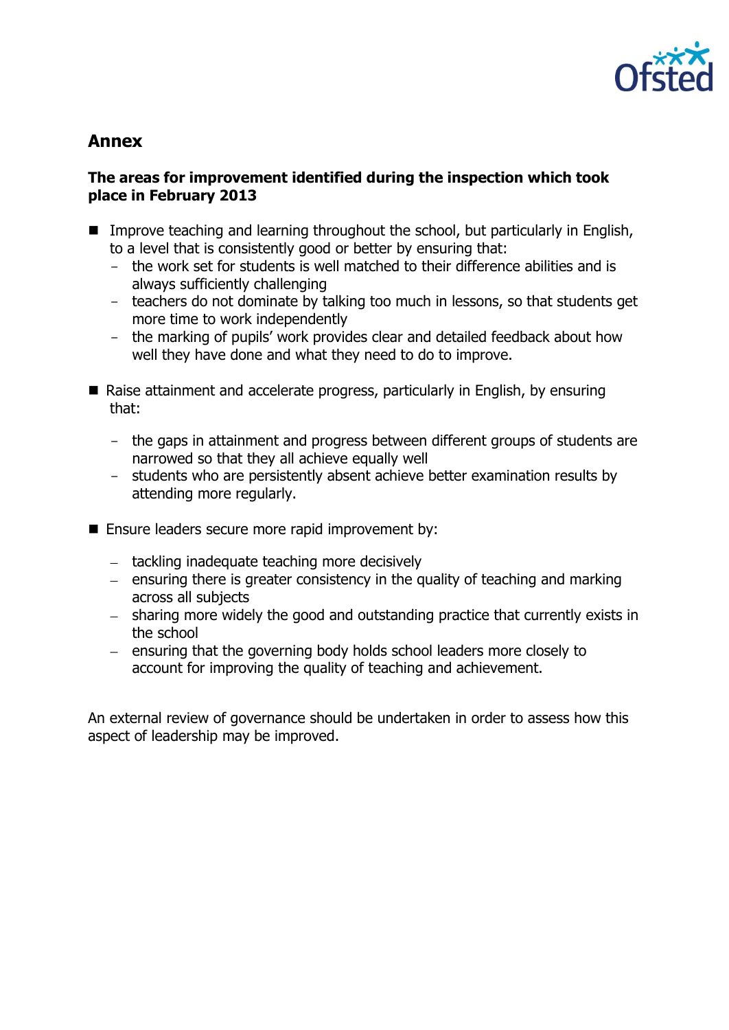## Annex

**The areas for improvement identified during the inspection which took place in February 2013**

- Improve teaching and learning throughout the school, but particularly in English, to a level that is consistently good or better by ensuring that:
  - the work set for students is well matched to their difference abilities and is always sufficiently challenging
  - teachers do not dominate by talking too much in lessons, so that students get more time to work independently
  - the marking of pupils' work provides clear and detailed feedback about how well they have done and what they need to do to improve.

- Raise attainment and accelerate progress, particularly in English, by ensuring that:
  - the gaps in attainment and progress between different groups of students are narrowed so that they all achieve equally well
  - students who are persistently absent achieve better examination results by attending more regularly.

- Ensure leaders secure more rapid improvement by:
  - tackling inadequate teaching more decisively
  - ensuring there is greater consistency in the quality of teaching and marking across all subjects
  - sharing more widely the good and outstanding practice that currently exists in the school
  - ensuring that the governing body holds school leaders more closely to account for improving the quality of teaching and achievement.

An external review of governance should be undertaken in order to assess how this aspect of leadership may be improved.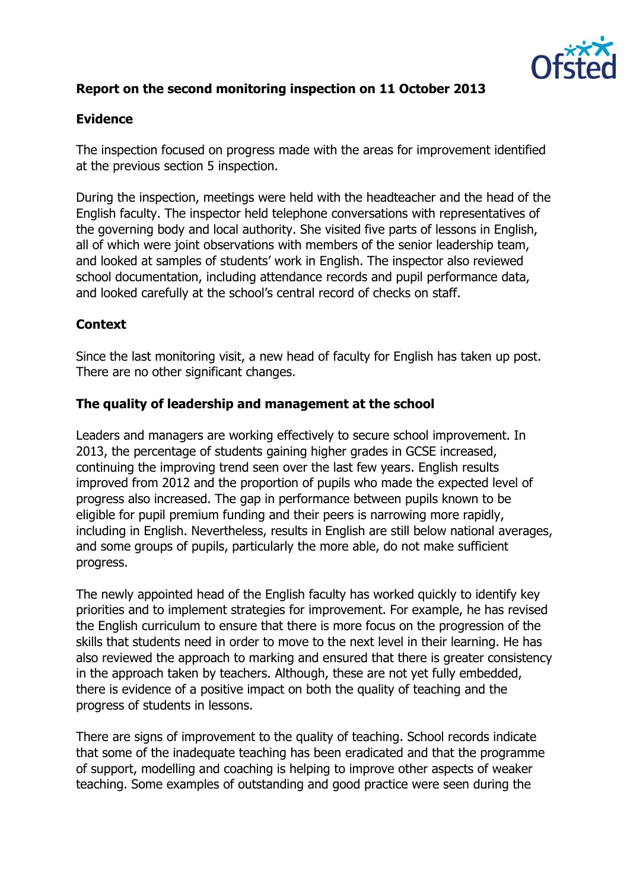**Report on the second monitoring inspection on 11 October 2013**

**Evidence**

The inspection focused on progress made with the areas for improvement identified at the previous section 5 inspection.

During the inspection, meetings were held with the headteacher and the head of the English faculty. The inspector held telephone conversations with representatives of the governing body and local authority. She visited five parts of lessons in English, all of which were joint observations with members of the senior leadership team, and looked at samples of students' work in English. The inspector also reviewed school documentation, including attendance records and pupil performance data, and looked carefully at the school's central record of checks on staff.

**Context**

Since the last monitoring visit, a new head of faculty for English has taken up post. There are no other significant changes.

**The quality of leadership and management at the school**

Leaders and managers are working effectively to secure school improvement. In 2013, the percentage of students gaining higher grades in GCSE increased, continuing the improving trend seen over the last few years. English results improved from 2012 and the proportion of pupils who made the expected level of progress also increased. The gap in performance between pupils known to be eligible for pupil premium funding and their peers is narrowing more rapidly, including in English. Nevertheless, results in English are still below national averages, and some groups of pupils, particularly the more able, do not make sufficient progress.

The newly appointed head of the English faculty has worked quickly to identify key priorities and to implement strategies for improvement. For example, he has revised the English curriculum to ensure that there is more focus on the progression of the skills that students need in order to move to the next level in their learning. He has also reviewed the approach to marking and ensured that there is greater consistency in the approach taken by teachers. Although, these are not yet fully embedded, there is evidence of a positive impact on both the quality of teaching and the progress of students in lessons.

There are signs of improvement to the quality of teaching. School records indicate that some of the inadequate teaching has been eradicated and that the programme of support, modelling and coaching is helping to improve other aspects of weaker teaching. Some examples of outstanding and good practice were seen during the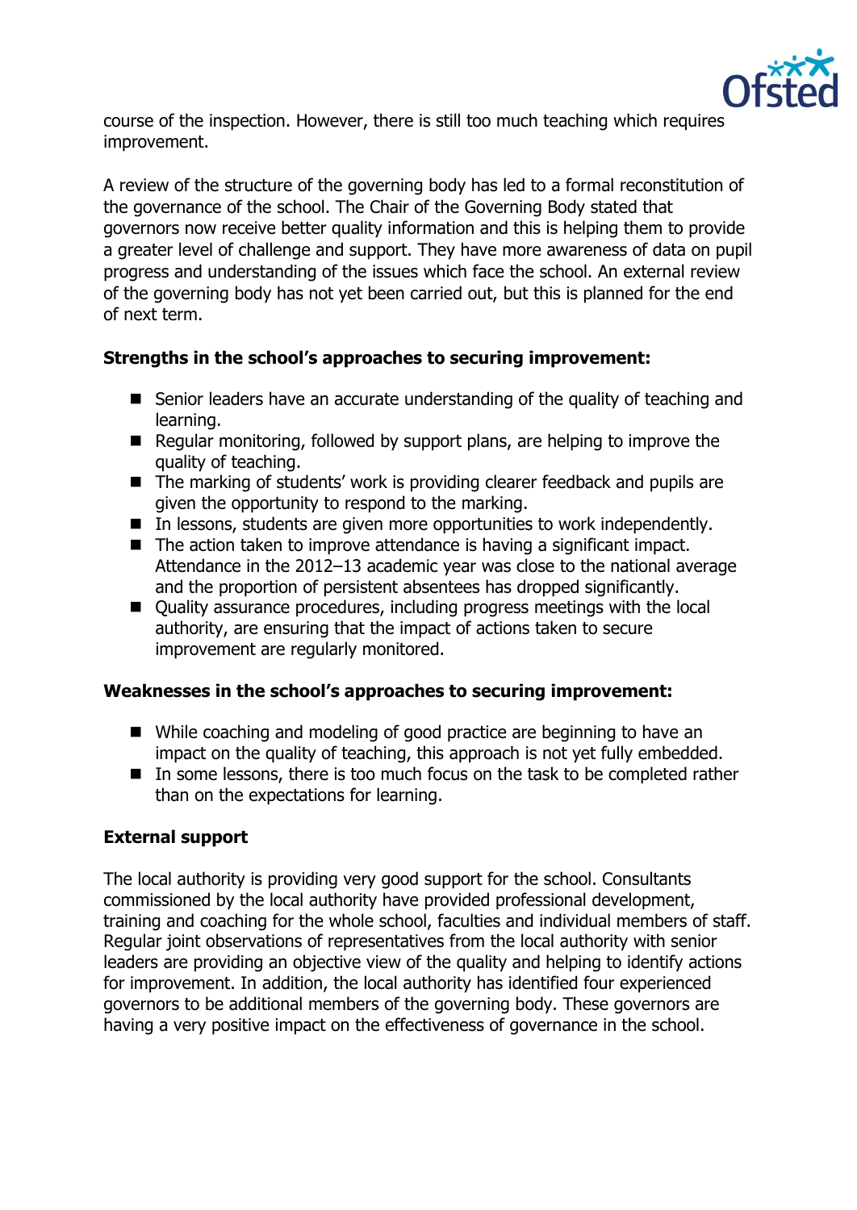course of the inspection. However, there is still too much teaching which requires improvement.

A review of the structure of the governing body has led to a formal reconstitution of the governance of the school. The Chair of the Governing Body stated that governors now receive better quality information and this is helping them to provide a greater level of challenge and support. They have more awareness of data on pupil progress and understanding of the issues which face the school. An external review of the governing body has not yet been carried out, but this is planned for the end of next term.

**Strengths in the school's approaches to securing improvement:**

- Senior leaders have an accurate understanding of the quality of teaching and learning.
- Regular monitoring, followed by support plans, are helping to improve the quality of teaching.
- The marking of students' work is providing clearer feedback and pupils are given the opportunity to respond to the marking.
- In lessons, students are given more opportunities to work independently.
- The action taken to improve attendance is having a significant impact. Attendance in the 2012–13 academic year was close to the national average and the proportion of persistent absentees has dropped significantly.
- Quality assurance procedures, including progress meetings with the local authority, are ensuring that the impact of actions taken to secure improvement are regularly monitored.

**Weaknesses in the school's approaches to securing improvement:**

- While coaching and modeling of good practice are beginning to have an impact on the quality of teaching, this approach is not yet fully embedded.
- In some lessons, there is too much focus on the task to be completed rather than on the expectations for learning.

**External support**

The local authority is providing very good support for the school. Consultants commissioned by the local authority have provided professional development, training and coaching for the whole school, faculties and individual members of staff. Regular joint observations of representatives from the local authority with senior leaders are providing an objective view of the quality and helping to identify actions for improvement. In addition, the local authority has identified four experienced governors to be additional members of the governing body. These governors are having a very positive impact on the effectiveness of governance in the school.